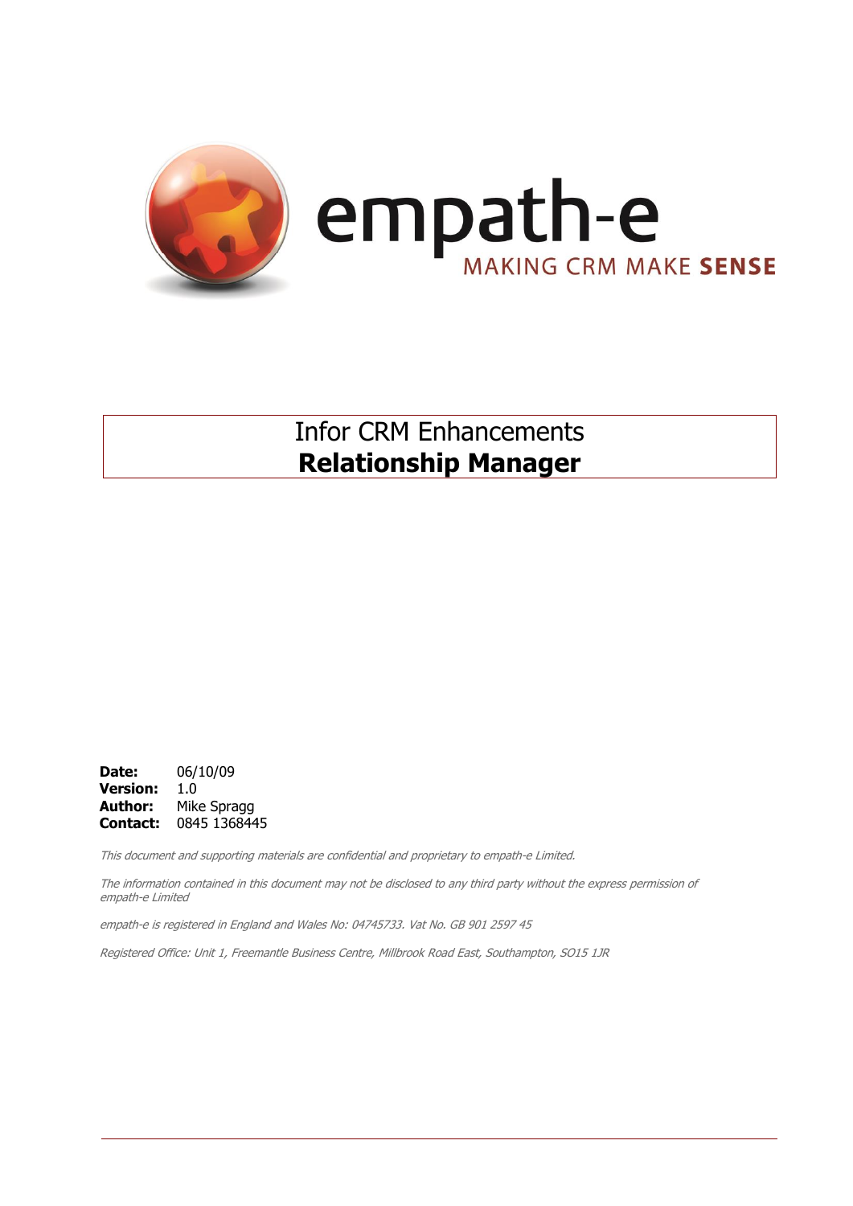empath-e

MAKING CRM MAKE **SENSE**

# Infor CRM Enhancements
# **Relationship Manager**

**Date:** 06/10/09
**Version:** 1.0
**Author:** Mike Spragg
**Contact:** 0845 1368445

*This document and supporting materials are confidential and proprietary to empath-e Limited.*

*The information contained in this document may not be disclosed to any third party without the express permission of empath-e Limited*

*empath-e is registered in England and Wales No: 04745733. Vat No. GB 901 2597 45*

*Registered Office: Unit 1, Freemantle Business Centre, Millbrook Road East, Southampton, SO15 1JR*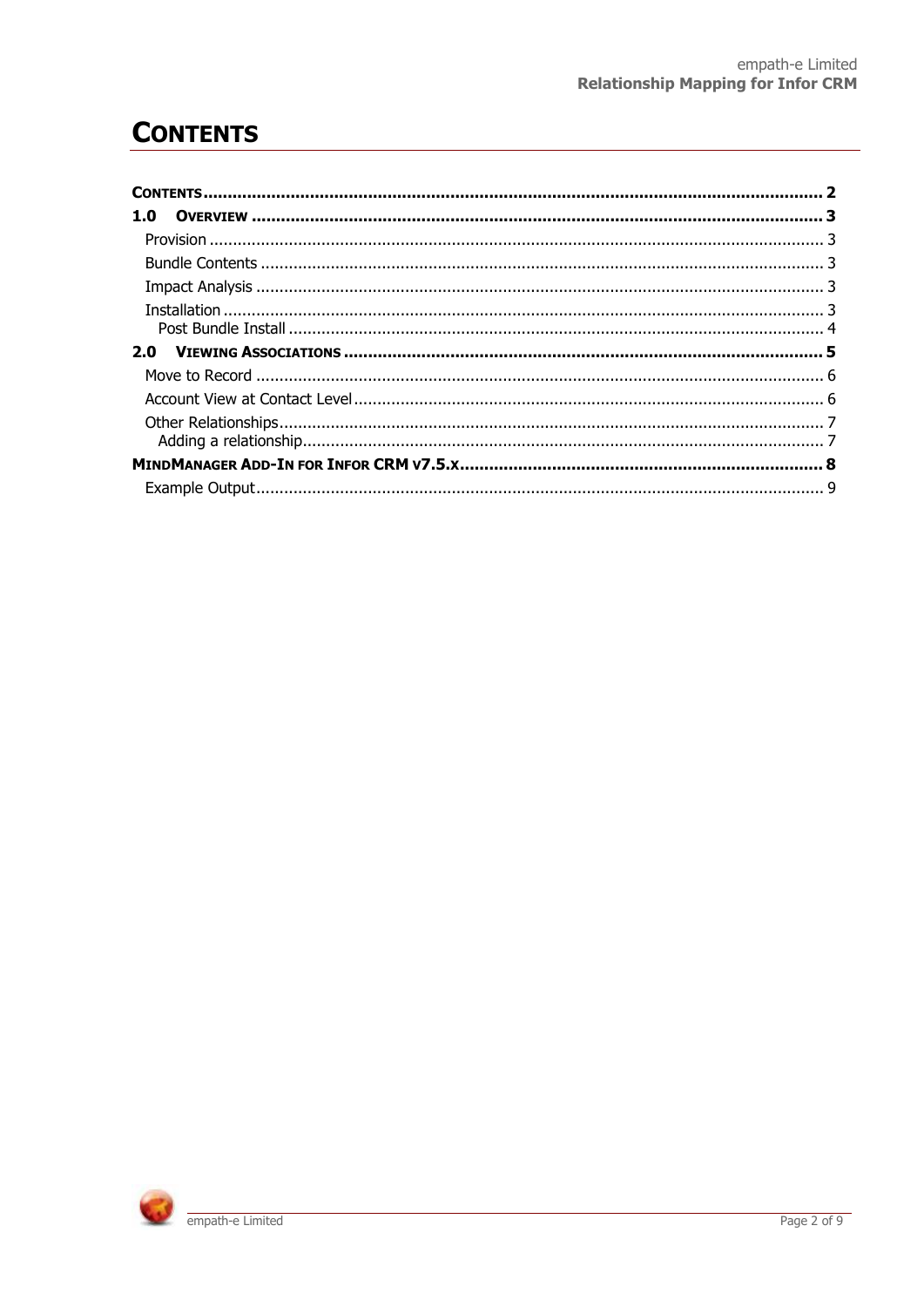# CONTENTS

- **CONTENTS** ..... **2**
- **1.0 OVERVIEW** ..... **3**
  - Provision ..... 3
  - Bundle Contents ..... 3
  - Impact Analysis ..... 3
  - Installation ..... 3
    - Post Bundle Install ..... 4
- **2.0 VIEWING ASSOCIATIONS** ..... **5**
  - Move to Record ..... 6
  - Account View at Contact Level ..... 6
  - Other Relationships ..... 7
    - Adding a relationship ..... 7
- **MINDMANAGER ADD-IN FOR INFOR CRM V7.5.X** ..... **8**
  - Example Output ..... 9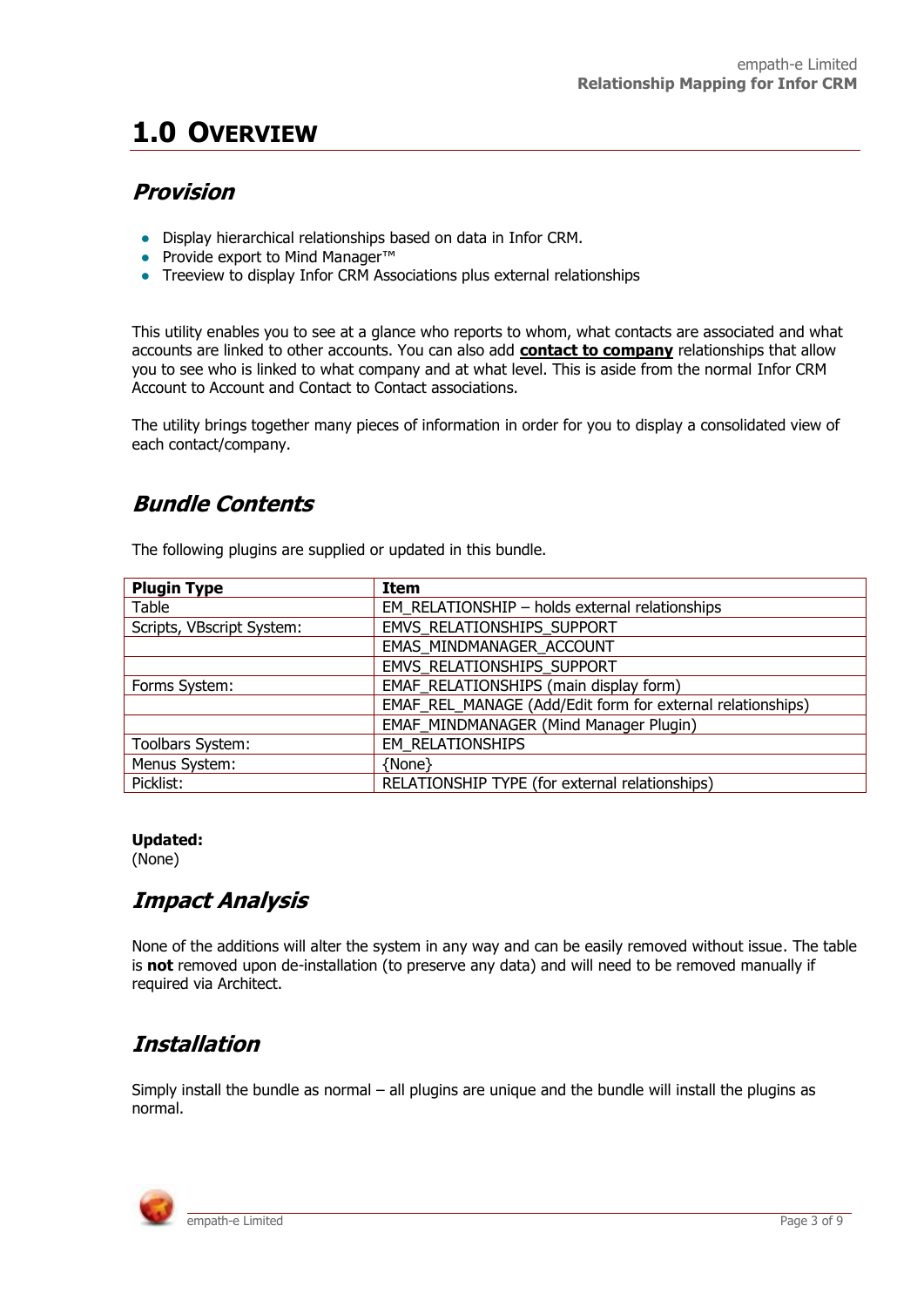# 1.0 Overview

## *Provision*

- Display hierarchical relationships based on data in Infor CRM.
- Provide export to Mind Manager™
- Treeview to display Infor CRM Associations plus external relationships

This utility enables you to see at a glance who reports to whom, what contacts are associated and what accounts are linked to other accounts. You can also add **contact to company** relationships that allow you to see who is linked to what company and at what level. This is aside from the normal Infor CRM Account to Account and Contact to Contact associations.

The utility brings together many pieces of information in order for you to display a consolidated view of each contact/company.

## *Bundle Contents*

The following plugins are supplied or updated in this bundle.

| Plugin Type | Item |
|---|---|
| Table | EM_RELATIONSHIP – holds external relationships |
| Scripts, VBscript System: | EMVS_RELATIONSHIPS_SUPPORT |
| | EMAS_MINDMANAGER_ACCOUNT |
| | EMVS_RELATIONSHIPS_SUPPORT |
| Forms System: | EMAF_RELATIONSHIPS (main display form) |
| | EMAF_REL_MANAGE (Add/Edit form for external relationships) |
| | EMAF_MINDMANAGER (Mind Manager Plugin) |
| Toolbars System: | EM_RELATIONSHIPS |
| Menus System: | {None} |
| Picklist: | RELATIONSHIP TYPE (for external relationships) |

**Updated:**
(None)

## *Impact Analysis*

None of the additions will alter the system in any way and can be easily removed without issue. The table is **not** removed upon de-installation (to preserve any data) and will need to be removed manually if required via Architect.

## *Installation*

Simply install the bundle as normal – all plugins are unique and the bundle will install the plugins as normal.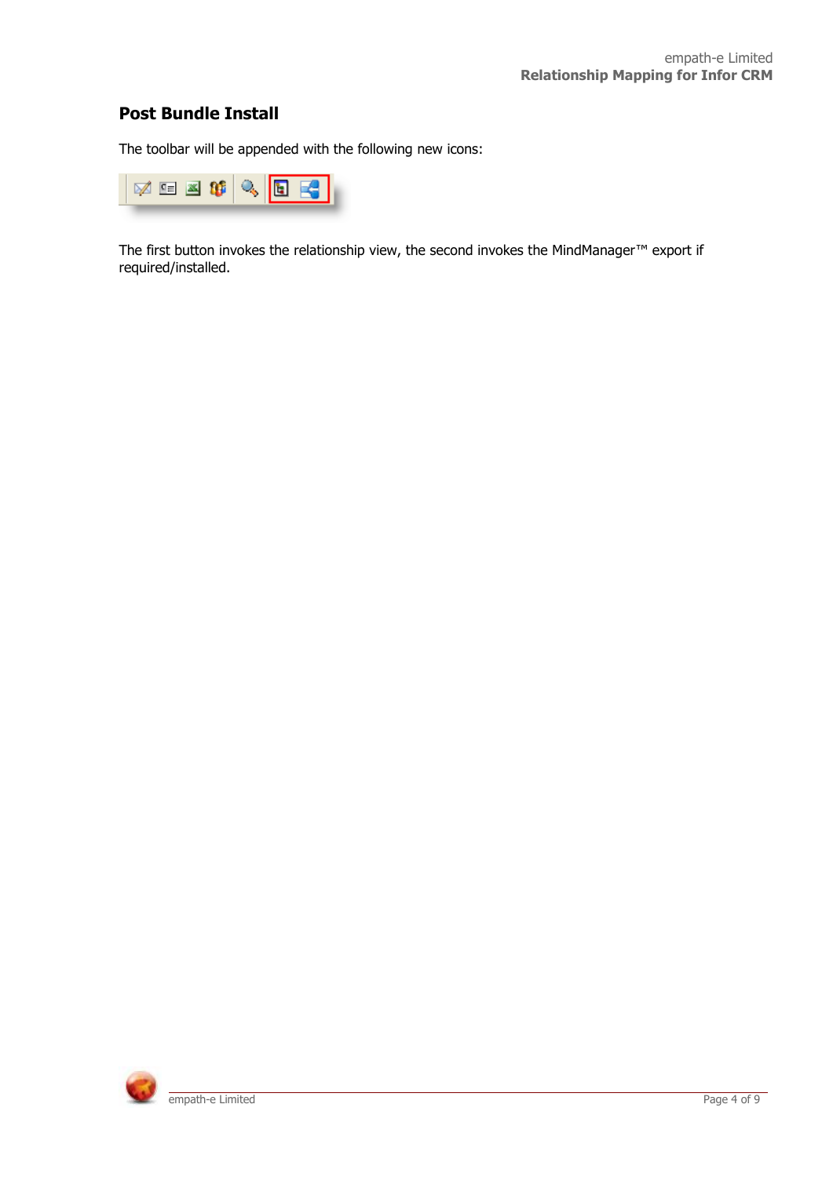## Post Bundle Install

The toolbar will be appended with the following new icons:

The first button invokes the relationship view, the second invokes the MindManager™ export if required/installed.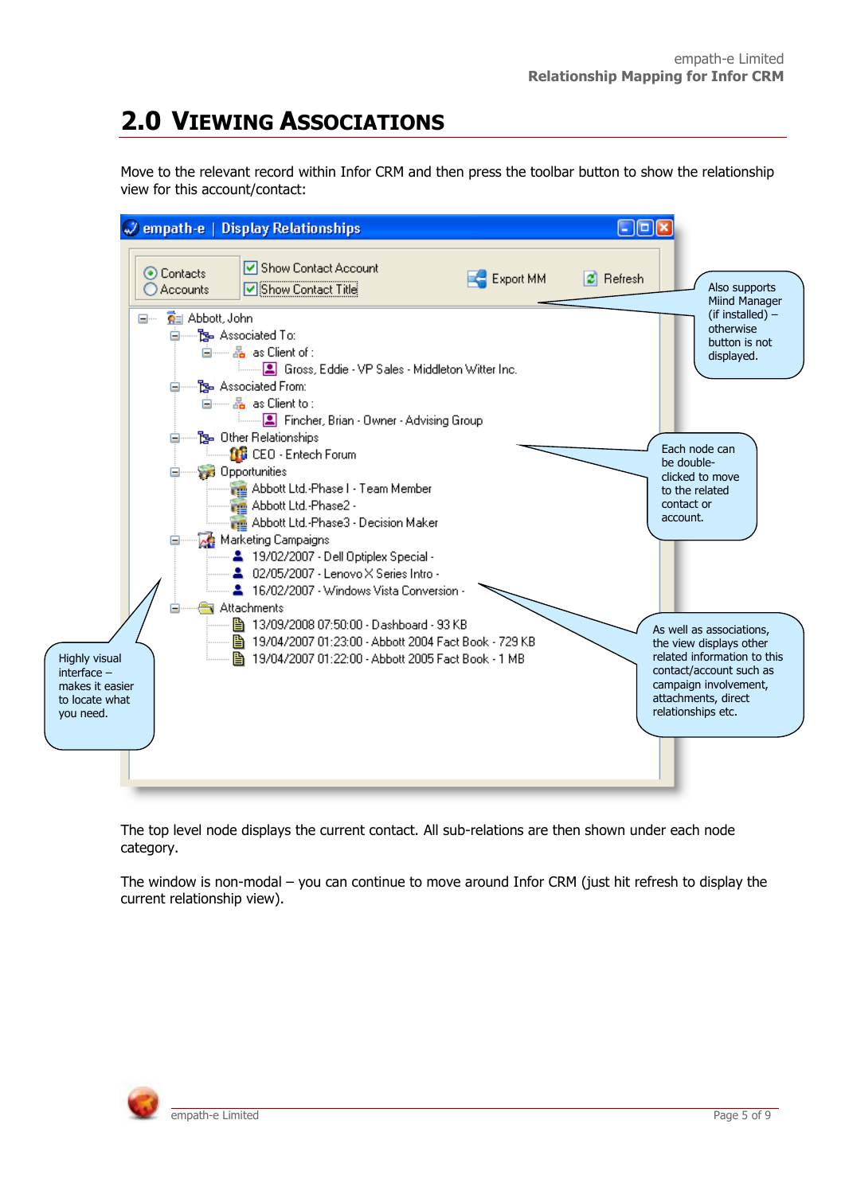# 2.0 VIEWING ASSOCIATIONS

Move to the relevant record within Infor CRM and then press the toolbar button to show the relationship view for this account/contact:

Also supports Miind Manager (if installed) – otherwise button is not displayed.

Each node can be double-clicked to move to the related contact or account.

As well as associations, the view displays other related information to this contact/account such as campaign involvement, attachments, direct relationships etc.

Highly visual interface – makes it easier to locate what you need.

The top level node displays the current contact. All sub-relations are then shown under each node category.

The window is non-modal – you can continue to move around Infor CRM (just hit refresh to display the current relationship view).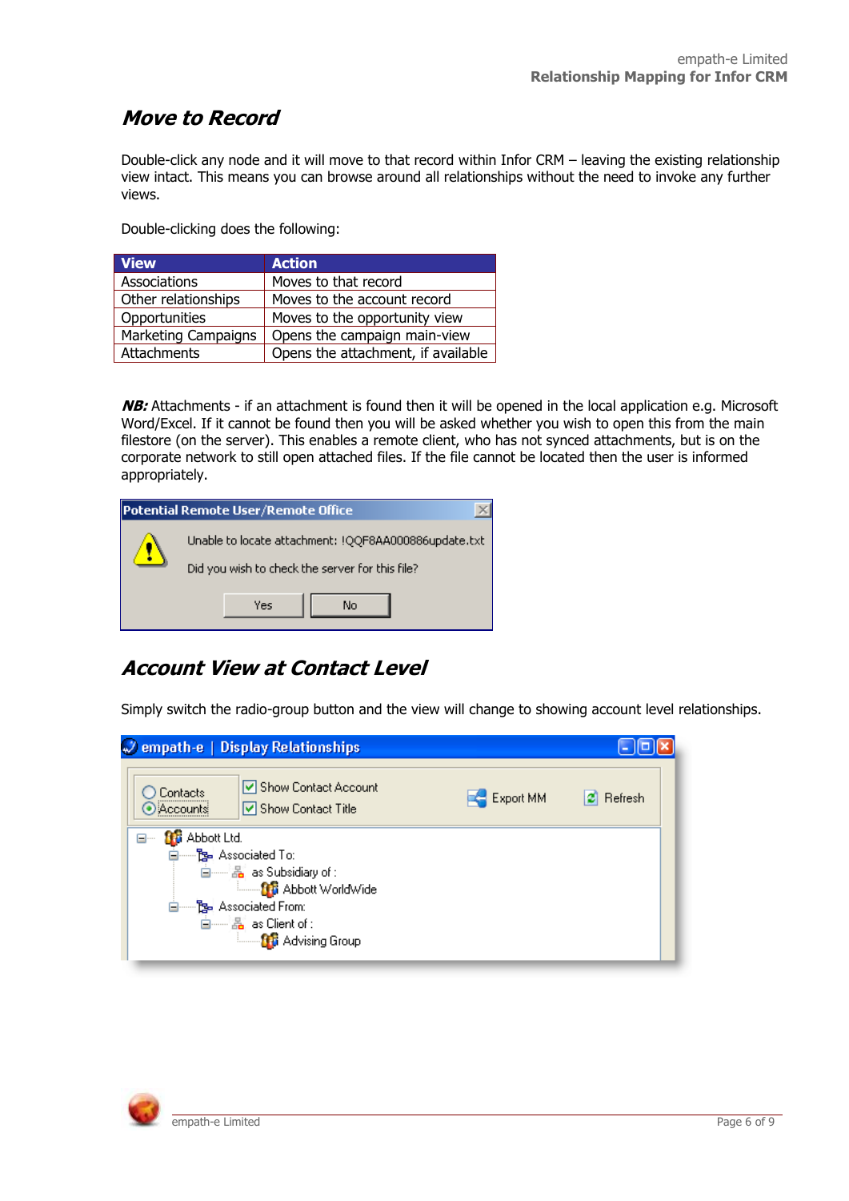## Move to Record

Double-click any node and it will move to that record within Infor CRM – leaving the existing relationship view intact. This means you can browse around all relationships without the need to invoke any further views.

Double-clicking does the following:

| View | Action |
|---|---|
| Associations | Moves to that record |
| Other relationships | Moves to the account record |
| Opportunities | Moves to the opportunity view |
| Marketing Campaigns | Opens the campaign main-view |
| Attachments | Opens the attachment, if available |

***NB:*** Attachments - if an attachment is found then it will be opened in the local application e.g. Microsoft Word/Excel. If it cannot be found then you will be asked whether you wish to open this from the main filestore (on the server). This enables a remote client, who has not synced attachments, but is on the corporate network to still open attached files. If the file cannot be located then the user is informed appropriately.

**Potential Remote User/Remote Office**

Unable to locate attachment: !QQF8AA000886update.txt

Did you wish to check the server for this file?

Yes | No

## Account View at Contact Level

Simply switch the radio-group button and the view will change to showing account level relationships.

**empath-e | Display Relationships**

- Contacts
- Accounts
- Show Contact Account
- Show Contact Title
- Export MM
- Refresh

- Abbott Ltd.
  - Associated To:
    - as Subsidiary of :
      - Abbott WorldWide
  - Associated From:
    - as Client of :
      - Advising Group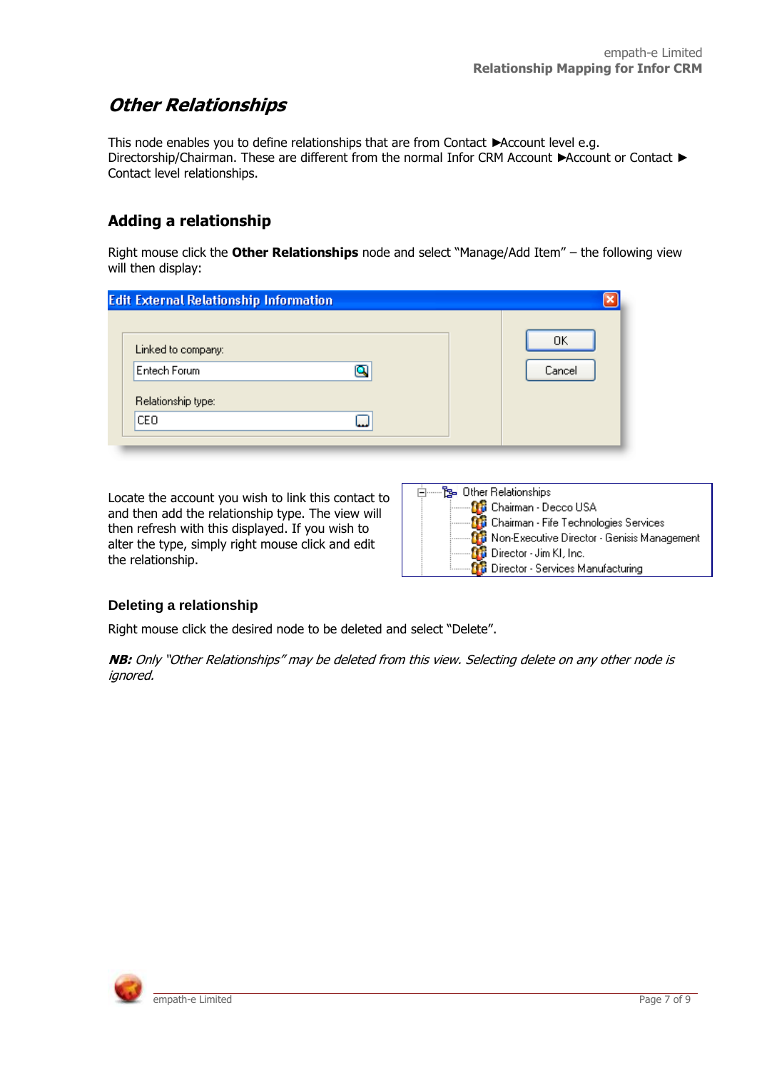## *Other Relationships*

This node enables you to define relationships that are from Contact ►Account level e.g. Directorship/Chairman. These are different from the normal Infor CRM Account ►Account or Contact ► Contact level relationships.

### Adding a relationship

Right mouse click the **Other Relationships** node and select "Manage/Add Item" – the following view will then display:

Locate the account you wish to link this contact to and then add the relationship type. The view will then refresh with this displayed. If you wish to alter the type, simply right mouse click and edit the relationship.

### Deleting a relationship

Right mouse click the desired node to be deleted and select "Delete".

***NB:*** *Only "Other Relationships" may be deleted from this view. Selecting delete on any other node is ignored.*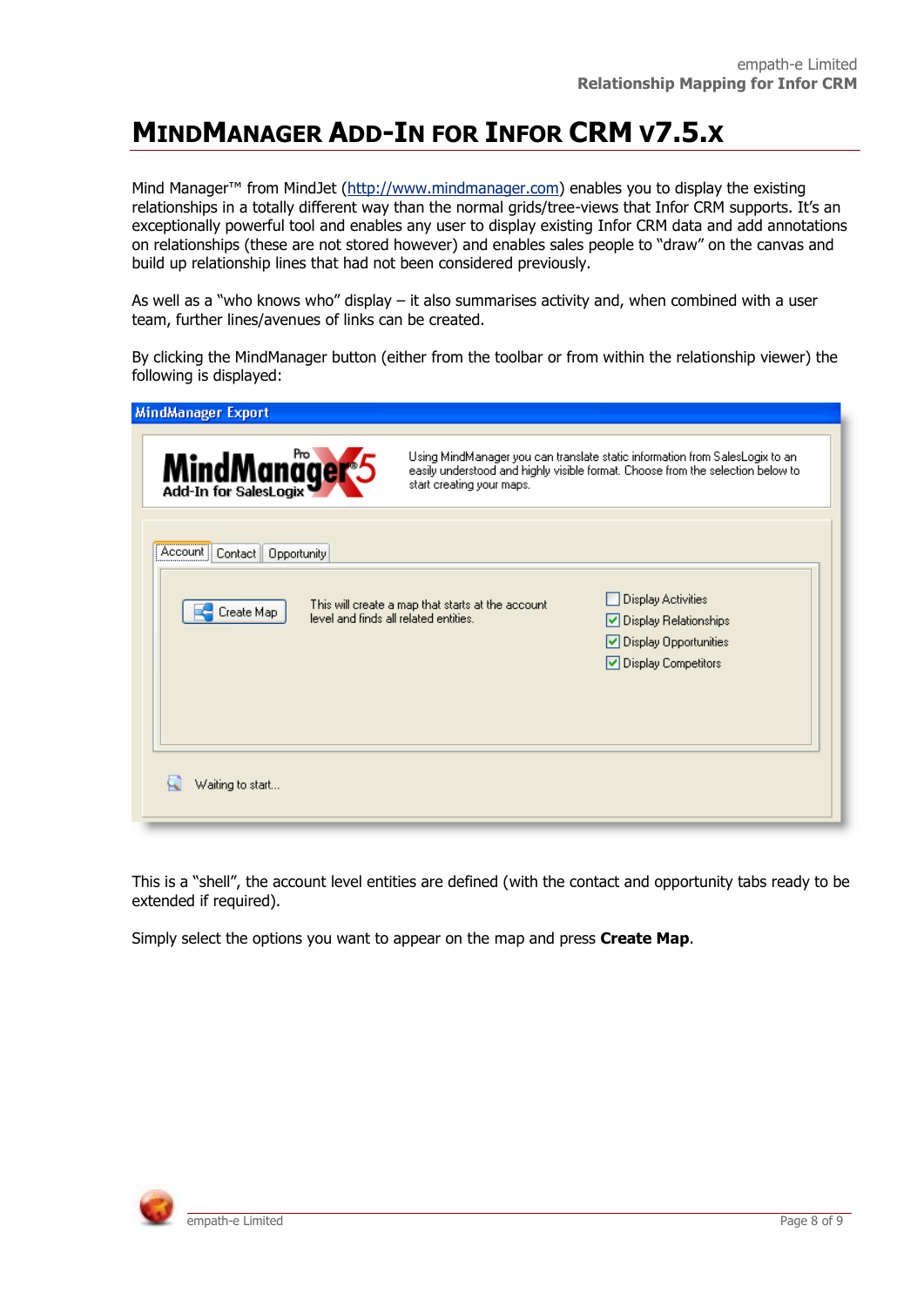# MindManager Add-In for Infor CRM v7.5.x

Mind Manager™ from MindJet (http://www.mindmanager.com) enables you to display the existing relationships in a totally different way than the normal grids/tree-views that Infor CRM supports. It's an exceptionally powerful tool and enables any user to display existing Infor CRM data and add annotations on relationships (these are not stored however) and enables sales people to "draw" on the canvas and build up relationship lines that had not been considered previously.

As well as a "who knows who" display – it also summarises activity and, when combined with a user team, further lines/avenues of links can be created.

By clicking the MindManager button (either from the toolbar or from within the relationship viewer) the following is displayed:

MindManager Export

MindManager Pro X5 Add-In for SalesLogix

Using MindManager you can translate static information from SalesLogix to an easily understood and highly visible format. Choose from the selection below to start creating your maps.

Account | Contact | Opportunity

Create Map

This will create a map that starts at the account level and finds all related entities.

- [ ] Display Activities
- [x] Display Relationships
- [x] Display Opportunities
- [x] Display Competitors

Waiting to start...

This is a "shell", the account level entities are defined (with the contact and opportunity tabs ready to be extended if required).

Simply select the options you want to appear on the map and press **Create Map**.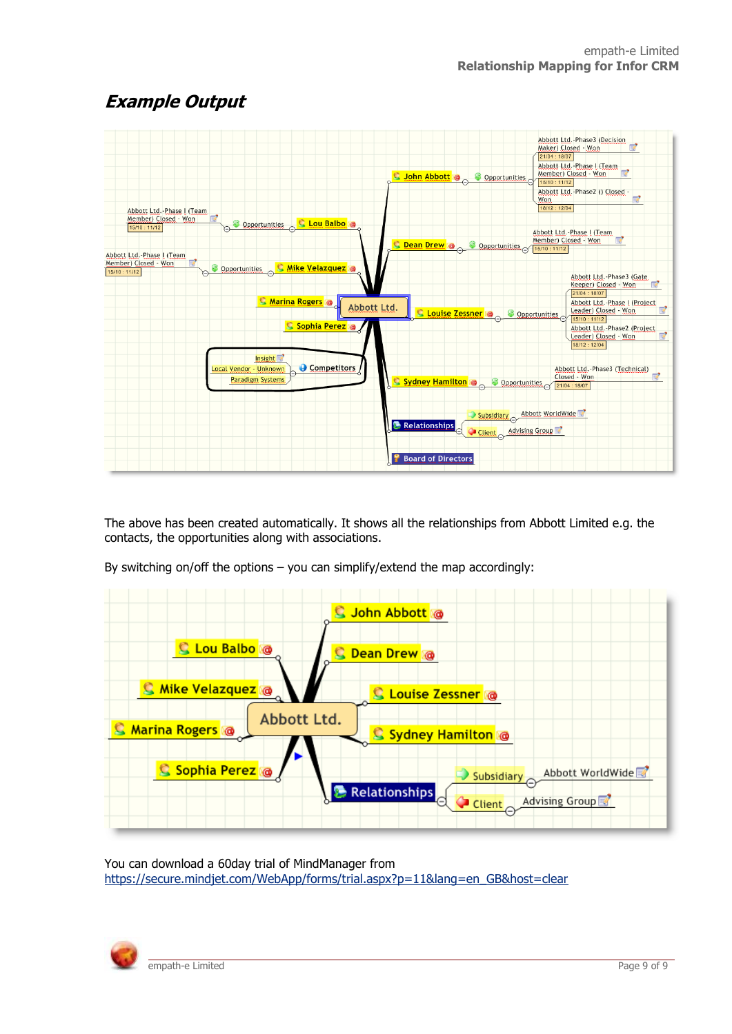## *Example Output*

Abbott Ltd.

John Abbott
Opportunities
Abbott Ltd.-Phase3 (Decision Maker) Closed - Won
21/04 : 18/07
Abbott Ltd.-Phase I (Team Member) Closed - Won
15/10 : 11/12
Abbott Ltd.-Phase2 () Closed - Won
18/12 : 12/04

Dean Drew
Opportunities
Abbott Ltd.-Phase I (Team Member) Closed - Won
15/10 : 11/12

Louise Zessner
Opportunities
Abbott Ltd.-Phase3 (Gate Keeper) Closed - Won
21/04 : 18/07
Abbott Ltd.-Phase I (Project Leader) Closed - Won
15/10 : 11/12
Abbott Ltd.-Phase2 (Project Leader) Closed - Won
18/12 : 12/04

Sydney Hamilton
Opportunities
Abbott Ltd.-Phase3 (Technical) Closed - Won
21/04 : 18/07

Relationships
Subsidiary
Abbott WorldWide
Client
Advising Group

Board of Directors

Lou Balbo
Opportunities
Abbott Ltd.-Phase I (Team Member) Closed - Won
15/10 : 11/12

Mike Velazquez
Opportunities
Abbott Ltd.-Phase I (Team Member) Closed - Won
15/10 : 11/12

Marina Rogers

Sophia Perez

Competitors
Insight
Local Vendor - Unknown
Paradigm Systems

The above has been created automatically. It shows all the relationships from Abbott Limited e.g. the contacts, the opportunities along with associations.

By switching on/off the options – you can simplify/extend the map accordingly:

Abbott Ltd.

John Abbott
Dean Drew
Louise Zessner
Sydney Hamilton
Lou Balbo
Mike Velazquez
Marina Rogers
Sophia Perez

Relationships
Subsidiary
Abbott WorldWide
Client
Advising Group

You can download a 60day trial of MindManager from
https://secure.mindjet.com/WebApp/forms/trial.aspx?p=11&lang=en_GB&host=clear